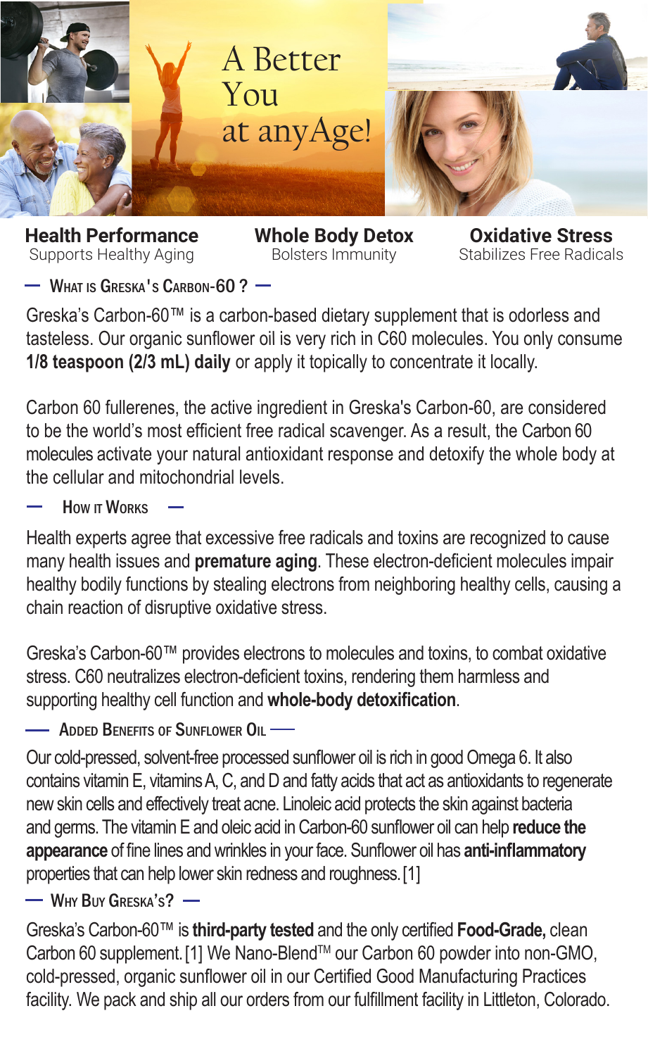# A Better You at anyAge!

**Health Performance**
Supports Healthy Aging

**Whole Body Detox**
Bolsters Immunity

**Oxidative Stress**
Stabilizes Free Radicals

## — What is Greska's Carbon-60 ? —

Greska's Carbon-60™ is a carbon-based dietary supplement that is odorless and tasteless. Our organic sunflower oil is very rich in C60 molecules. You only consume **1/8 teaspoon (2/3 mL) daily** or apply it topically to concentrate it locally.

Carbon 60 fullerenes, the active ingredient in Greska's Carbon-60, are considered to be the world's most efficient free radical scavenger. As a result, the Carbon 60 molecules activate your natural antioxidant response and detoxify the whole body at the cellular and mitochondrial levels.

## — How it Works —

Health experts agree that excessive free radicals and toxins are recognized to cause many health issues and **premature aging**. These electron-deficient molecules impair healthy bodily functions by stealing electrons from neighboring healthy cells, causing a chain reaction of disruptive oxidative stress.

Greska's Carbon-60™ provides electrons to molecules and toxins, to combat oxidative stress. C60 neutralizes electron-deficient toxins, rendering them harmless and supporting healthy cell function and **whole-body detoxification**.

## — Added Benefits of Sunflower Oil —

Our cold-pressed, solvent-free processed sunflower oil is rich in good Omega 6. It also contains vitamin E, vitamins A, C, and D and fatty acids that act as antioxidants to regenerate new skin cells and effectively treat acne. Linoleic acid protects the skin against bacteria and germs. The vitamin E and oleic acid in Carbon-60 sunflower oil can help **reduce the appearance** of fine lines and wrinkles in your face. Sunflower oil has **anti-inflammatory** properties that can help lower skin redness and roughness. [1]

## — Why Buy Greska's? —

Greska's Carbon-60™ is **third-party tested** and the only certified **Food-Grade,** clean Carbon 60 supplement. [1] We Nano-Blend™ our Carbon 60 powder into non-GMO, cold-pressed, organic sunflower oil in our Certified Good Manufacturing Practices facility. We pack and ship all our orders from our fulfillment facility in Littleton, Colorado.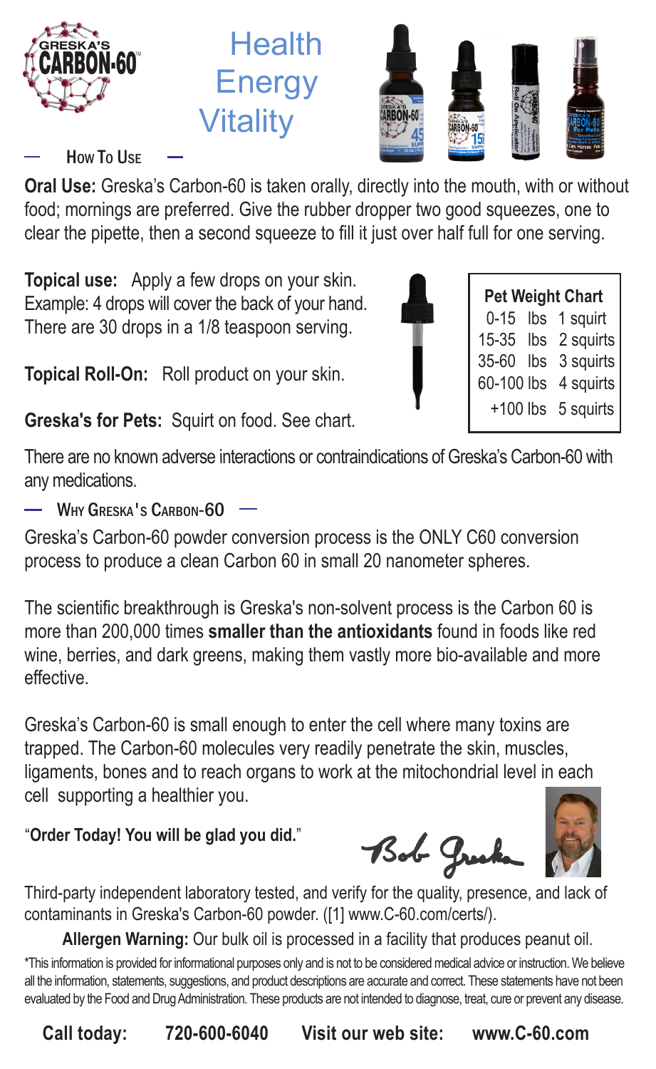Health
Energy
Vitality

## How To Use

**Oral Use:** Greska's Carbon-60 is taken orally, directly into the mouth, with or without food; mornings are preferred. Give the rubber dropper two good squeezes, one to clear the pipette, then a second squeeze to fill it just over half full for one serving.

**Topical use:** Apply a few drops on your skin. Example: 4 drops will cover the back of your hand. There are 30 drops in a 1/8 teaspoon serving.

**Topical Roll-On:** Roll product on your skin.

**Greska's for Pets:** Squirt on food. See chart.

| Pet Weight Chart | |
|---|---|
| 0-15 lbs | 1 squirt |
| 15-35 lbs | 2 squirts |
| 35-60 lbs | 3 squirts |
| 60-100 lbs | 4 squirts |
| +100 lbs | 5 squirts |

There are no known adverse interactions or contraindications of Greska's Carbon-60 with any medications.

## Why Greska's Carbon-60

Greska's Carbon-60 powder conversion process is the ONLY C60 conversion process to produce a clean Carbon 60 in small 20 nanometer spheres.

The scientific breakthrough is Greska's non-solvent process is the Carbon 60 is more than 200,000 times **smaller than the antioxidants** found in foods like red wine, berries, and dark greens, making them vastly more bio-available and more effective.

Greska's Carbon-60 is small enough to enter the cell where many toxins are trapped. The Carbon-60 molecules very readily penetrate the skin, muscles, ligaments, bones and to reach organs to work at the mitochondrial level in each cell supporting a healthier you.

"**Order Today! You will be glad you did.**"

Bob Greska

Third-party independent laboratory tested, and verify for the quality, presence, and lack of contaminants in Greska's Carbon-60 powder. ([1] www.C-60.com/certs/).

**Allergen Warning:** Our bulk oil is processed in a facility that produces peanut oil.

*This information is provided for informational purposes only and is not to be considered medical advice or instruction. We believe all the information, statements, suggestions, and product descriptions are accurate and correct. These statements have not been evaluated by the Food and Drug Administration. These products are not intended to diagnose, treat, cure or prevent any disease.

**Call today: 720-600-6040 Visit our web site: www.C-60.com**